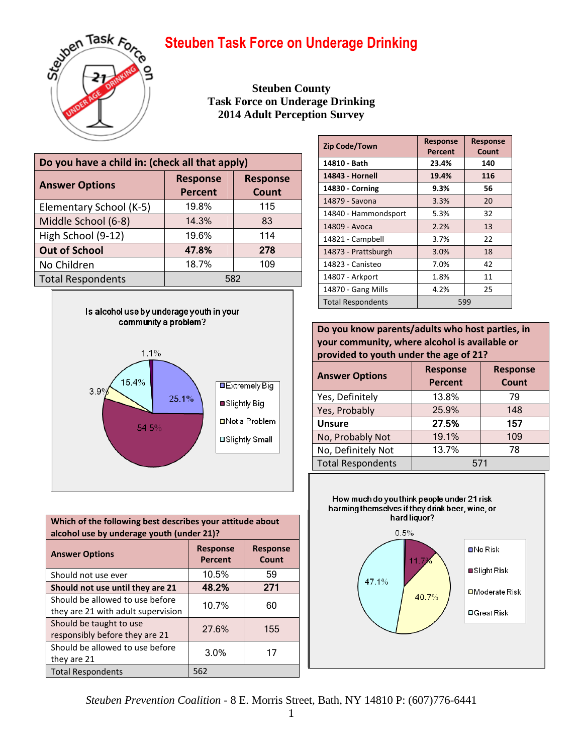# Steuben Task Force on Underage Drinking

**Steuben County**
**Task Force on Underage Drinking**
**2014 Adult Perception Survey**

| Zip Code/Town | Response Percent | Response Count |
|---|---|---|
| **14810 - Bath** | **23.4%** | **140** |
| **14843 - Hornell** | **19.4%** | **116** |
| **14830 - Corning** | **9.3%** | **56** |
| 14879 - Savona | 3.3% | 20 |
| 14840 - Hammondsport | 5.3% | 32 |
| 14809 - Avoca | 2.2% | 13 |
| 14821 - Campbell | 3.7% | 22 |
| 14873 - Prattsburgh | 3.0% | 18 |
| 14823 - Canisteo | 7.0% | 42 |
| 14807 - Arkport | 1.8% | 11 |
| 14870 - Gang Mills | 4.2% | 25 |
| Total Respondents | 599 | |

**Do you have a child in: (check all that apply)**

| Answer Options | Response Percent | Response Count |
|---|---|---|
| Elementary School (K-5) | 19.8% | 115 |
| Middle School (6-8) | 14.3% | 83 |
| High School (9-12) | 19.6% | 114 |
| **Out of School** | **47.8%** | **278** |
| No Children | 18.7% | 109 |
| Total Respondents | 582 | |

**Is alcohol use by underage youth in your community a problem?**

| Answer Option | Percent |
|---|---|
| Extremely Big | 25.1% |
| Slightly Big | 54.5% |
| Not a Problem | 3.9% |
| Slightly Small | 15.4% |
| (unlabeled) | 1.1% |

**Do you know parents/adults who host parties, in your community, where alcohol is available or provided to youth under the age of 21?**

| Answer Options | Response Percent | Response Count |
|---|---|---|
| Yes, Definitely | 13.8% | 79 |
| Yes, Probably | 25.9% | 148 |
| **Unsure** | **27.5%** | **157** |
| No, Probably Not | 19.1% | 109 |
| No, Definitely Not | 13.7% | 78 |
| Total Respondents | 571 | |

**Which of the following best describes your attitude about alcohol use by underage youth (under 21)?**

| Answer Options | Response Percent | Response Count |
|---|---|---|
| Should not use ever | 10.5% | 59 |
| **Should not use until they are 21** | **48.2%** | **271** |
| Should be allowed to use before they are 21 with adult supervision | 10.7% | 60 |
| Should be taught to use responsibly before they are 21 | 27.6% | 155 |
| Should be allowed to use before they are 21 | 3.0% | 17 |
| Total Respondents | 562 | |

**How much do you think people under 21 risk harming themselves if they drink beer, wine, or hard liquor?**

| Answer Option | Percent |
|---|---|
| No Risk | 0.5% |
| Slight Risk | 11.7% |
| Moderate Risk | 40.7% |
| Great Risk | 47.1% |

*Steuben Prevention Coalition* - 8 E. Morris Street, Bath, NY 14810 P: (607)776-6441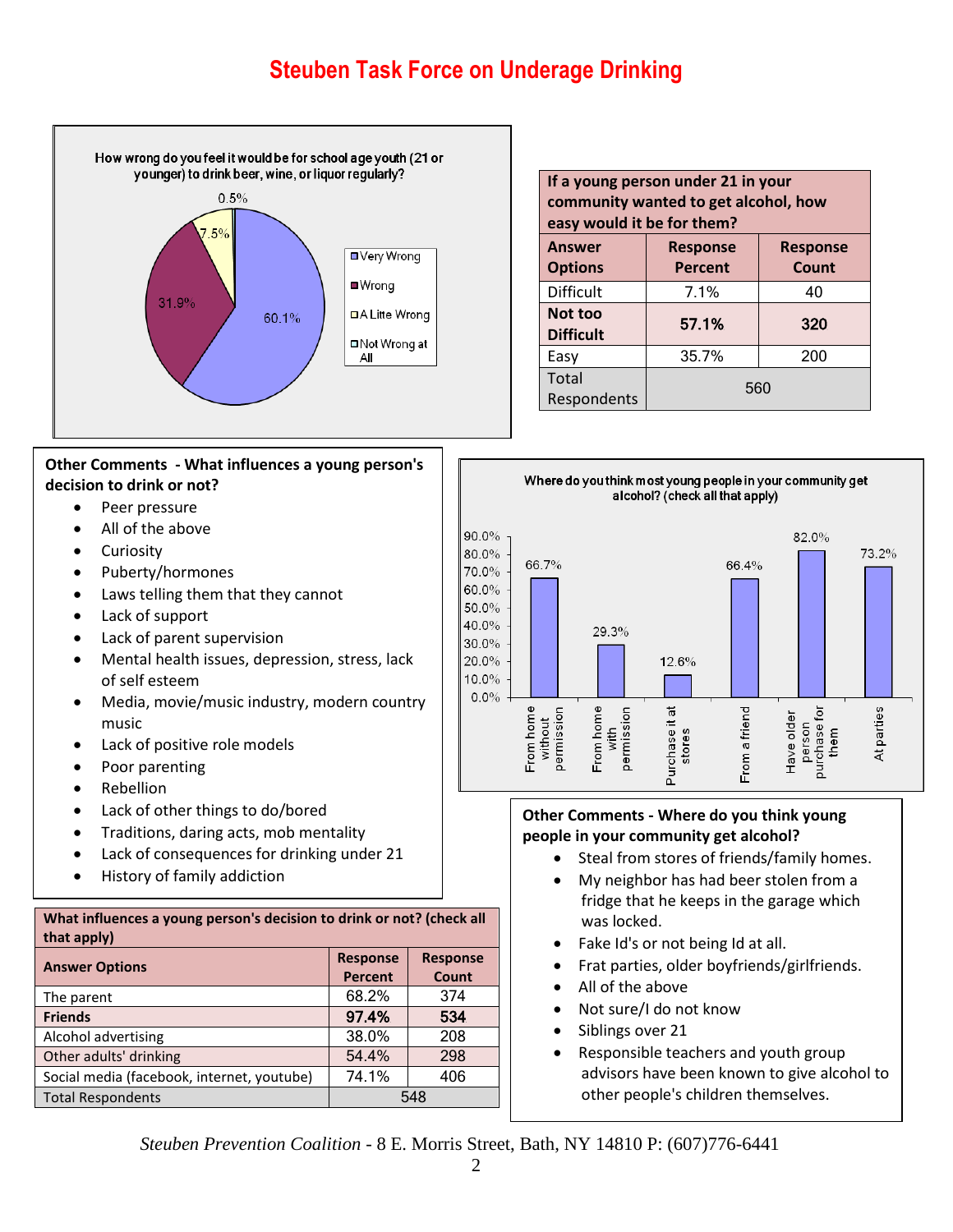# Steuben Task Force on Underage Drinking

**How wrong do you feel it would be for school age youth (21 or younger) to drink beer, wine, or liquor regularly?**

| Answer | Percent |
|---|---|
| Very Wrong | 60.1% |
| Wrong | 31.9% |
| A Litte Wrong | 7.5% |
| Not Wrong at All | 0.5% |

| **If a young person under 21 in your community wanted to get alcohol, how easy would it be for them?** | | |
|---|---|---|
| **Answer Options** | **Response Percent** | **Response Count** |
| Difficult | 7.1% | 40 |
| **Not too Difficult** | **57.1%** | **320** |
| Easy | 35.7% | 200 |
| Total Respondents | 560 | |

**Other Comments - What influences a young person's decision to drink or not?**

- Peer pressure
- All of the above
- Curiosity
- Puberty/hormones
- Laws telling them that they cannot
- Lack of support
- Lack of parent supervision
- Mental health issues, depression, stress, lack of self esteem
- Media, movie/music industry, modern country music
- Lack of positive role models
- Poor parenting
- Rebellion
- Lack of other things to do/bored
- Traditions, daring acts, mob mentality
- Lack of consequences for drinking under 21
- History of family addiction

**Where do you think most young people in your community get alcohol? (check all that apply)**

| Source | Percent |
|---|---|
| From home without permission | 66.7% |
| From home with permission | 29.3% |
| Purchase it at stores | 12.6% |
| From a friend | 66.4% |
| Have older person purchase for them | 82.0% |
| At parties | 73.2% |

| **What influences a young person's decision to drink or not? (check all that apply)** | | |
|---|---|---|
| **Answer Options** | **Response Percent** | **Response Count** |
| The parent | 68.2% | 374 |
| **Friends** | **97.4%** | **534** |
| Alcohol advertising | 38.0% | 208 |
| Other adults' drinking | 54.4% | 298 |
| Social media (facebook, internet, youtube) | 74.1% | 406 |
| Total Respondents | 548 | |

**Other Comments - Where do you think young people in your community get alcohol?**

- Steal from stores of friends/family homes.
- My neighbor has had beer stolen from a fridge that he keeps in the garage which was locked.
- Fake Id's or not being Id at all.
- Frat parties, older boyfriends/girlfriends.
- All of the above
- Not sure/I do not know
- Siblings over 21
- Responsible teachers and youth group advisors have been known to give alcohol to other people's children themselves.

*Steuben Prevention Coalition* - 8 E. Morris Street, Bath, NY 14810 P: (607)776-6441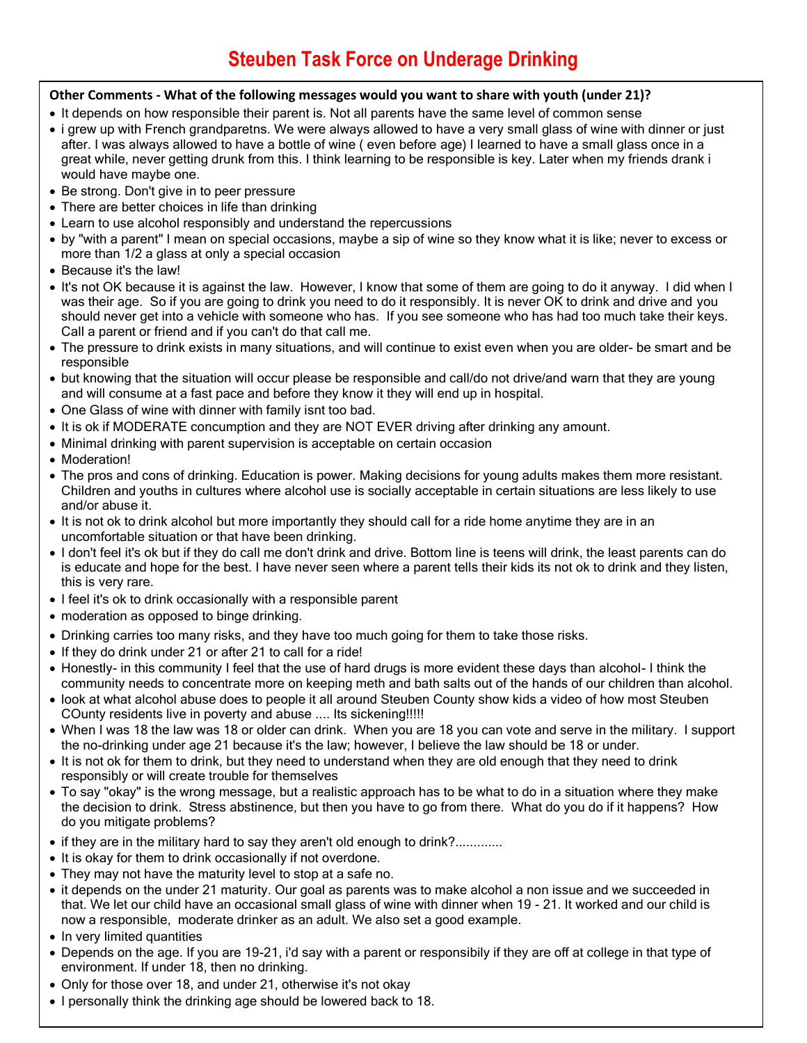# Steuben Task Force on Underage Drinking

**Other Comments - What of the following messages would you want to share with youth (under 21)?**

- It depends on how responsible their parent is. Not all parents have the same level of common sense
- i grew up with French grandparetns. We were always allowed to have a very small glass of wine with dinner or just after. I was always allowed to have a bottle of wine ( even before age) I learned to have a small glass once in a great while, never getting drunk from this. I think learning to be responsible is key. Later when my friends drank i would have maybe one.
- Be strong. Don't give in to peer pressure
- There are better choices in life than drinking
- Learn to use alcohol responsibly and understand the repercussions
- by "with a parent" I mean on special occasions, maybe a sip of wine so they know what it is like; never to excess or more than 1/2 a glass at only a special occasion
- Because it's the law!
- It's not OK because it is against the law. However, I know that some of them are going to do it anyway. I did when I was their age. So if you are going to drink you need to do it responsibly. It is never OK to drink and drive and you should never get into a vehicle with someone who has. If you see someone who has had too much take their keys. Call a parent or friend and if you can't do that call me.
- The pressure to drink exists in many situations, and will continue to exist even when you are older- be smart and be responsible
- but knowing that the situation will occur please be responsible and call/do not drive/and warn that they are young and will consume at a fast pace and before they know it they will end up in hospital.
- One Glass of wine with dinner with family isnt too bad.
- It is ok if MODERATE concumption and they are NOT EVER driving after drinking any amount.
- Minimal drinking with parent supervision is acceptable on certain occasion
- Moderation!
- The pros and cons of drinking. Education is power. Making decisions for young adults makes them more resistant. Children and youths in cultures where alcohol use is socially acceptable in certain situations are less likely to use and/or abuse it.
- It is not ok to drink alcohol but more importantly they should call for a ride home anytime they are in an uncomfortable situation or that have been drinking.
- I don't feel it's ok but if they do call me don't drink and drive. Bottom line is teens will drink, the least parents can do is educate and hope for the best. I have never seen where a parent tells their kids its not ok to drink and they listen, this is very rare.
- I feel it's ok to drink occasionally with a responsible parent
- moderation as opposed to binge drinking.
- Drinking carries too many risks, and they have too much going for them to take those risks.
- If they do drink under 21 or after 21 to call for a ride!
- Honestly- in this community I feel that the use of hard drugs is more evident these days than alcohol- I think the community needs to concentrate more on keeping meth and bath salts out of the hands of our children than alcohol.
- look at what alcohol abuse does to people it all around Steuben County show kids a video of how most Steuben COunty residents live in poverty and abuse .... Its sickening!!!!!
- When I was 18 the law was 18 or older can drink. When you are 18 you can vote and serve in the military. I support the no-drinking under age 21 because it's the law; however, I believe the law should be 18 or under.
- It is not ok for them to drink, but they need to understand when they are old enough that they need to drink responsibly or will create trouble for themselves
- To say "okay" is the wrong message, but a realistic approach has to be what to do in a situation where they make the decision to drink. Stress abstinence, but then you have to go from there. What do you do if it happens? How do you mitigate problems?
- if they are in the military hard to say they aren't old enough to drink?.............
- It is okay for them to drink occasionally if not overdone.
- They may not have the maturity level to stop at a safe no.
- it depends on the under 21 maturity. Our goal as parents was to make alcohol a non issue and we succeeded in that. We let our child have an occasional small glass of wine with dinner when 19 - 21. It worked and our child is now a responsible, moderate drinker as an adult. We also set a good example.
- In very limited quantities
- Depends on the age. If you are 19-21, i'd say with a parent or responsibily if they are off at college in that type of environment. If under 18, then no drinking.
- Only for those over 18, and under 21, otherwise it's not okay
- I personally think the drinking age should be lowered back to 18.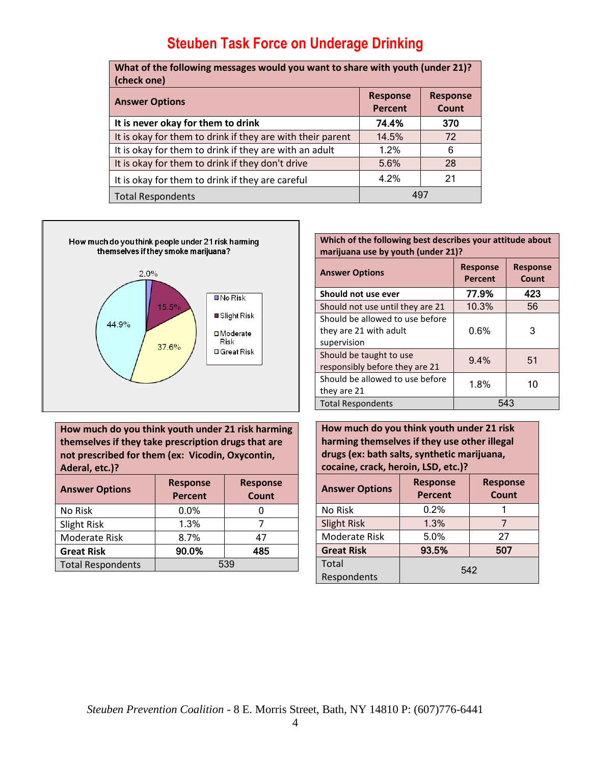# Steuben Task Force on Underage Drinking

| What of the following messages would you want to share with youth (under 21)? (check one) | | |
|---|---|---|
| **Answer Options** | **Response Percent** | **Response Count** |
| **It is never okay for them to drink** | **74.4%** | **370** |
| It is okay for them to drink if they are with their parent | 14.5% | 72 |
| It is okay for them to drink if they are with an adult | 1.2% | 6 |
| It is okay for them to drink if they don't drive | 5.6% | 28 |
| It is okay for them to drink if they are careful | 4.2% | 21 |
| Total Respondents | 497 | |

**How much do you think people under 21 risk harming themselves if they smoke marijuana?**

| Answer | Percent |
|---|---|
| No Risk | 2.0% |
| Slight Risk | 15.5% |
| Moderate Risk | 37.6% |
| Great Risk | 44.9% |

| Which of the following best describes your attitude about marijuana use by youth (under 21)? | | |
|---|---|---|
| **Answer Options** | **Response Percent** | **Response Count** |
| **Should not use ever** | **77.9%** | **423** |
| Should not use until they are 21 | 10.3% | 56 |
| Should be allowed to use before they are 21 with adult supervision | 0.6% | 3 |
| Should be taught to use responsibly before they are 21 | 9.4% | 51 |
| Should be allowed to use before they are 21 | 1.8% | 10 |
| Total Respondents | 543 | |

| How much do you think youth under 21 risk harming themselves if they take prescription drugs that are not prescribed for them (ex: Vicodin, Oxycontin, Aderal, etc.)? | | |
|---|---|---|
| **Answer Options** | **Response Percent** | **Response Count** |
| No Risk | 0.0% | 0 |
| Slight Risk | 1.3% | 7 |
| Moderate Risk | 8.7% | 47 |
| **Great Risk** | **90.0%** | **485** |
| Total Respondents | 539 | |

| How much do you think youth under 21 risk harming themselves if they use other illegal drugs (ex: bath salts, synthetic marijuana, cocaine, crack, heroin, LSD, etc.)? | | |
|---|---|---|
| **Answer Options** | **Response Percent** | **Response Count** |
| No Risk | 0.2% | 1 |
| Slight Risk | 1.3% | 7 |
| Moderate Risk | 5.0% | 27 |
| **Great Risk** | **93.5%** | **507** |
| Total Respondents | 542 | |

*Steuben Prevention Coalition* - 8 E. Morris Street, Bath, NY 14810 P: (607)776-6441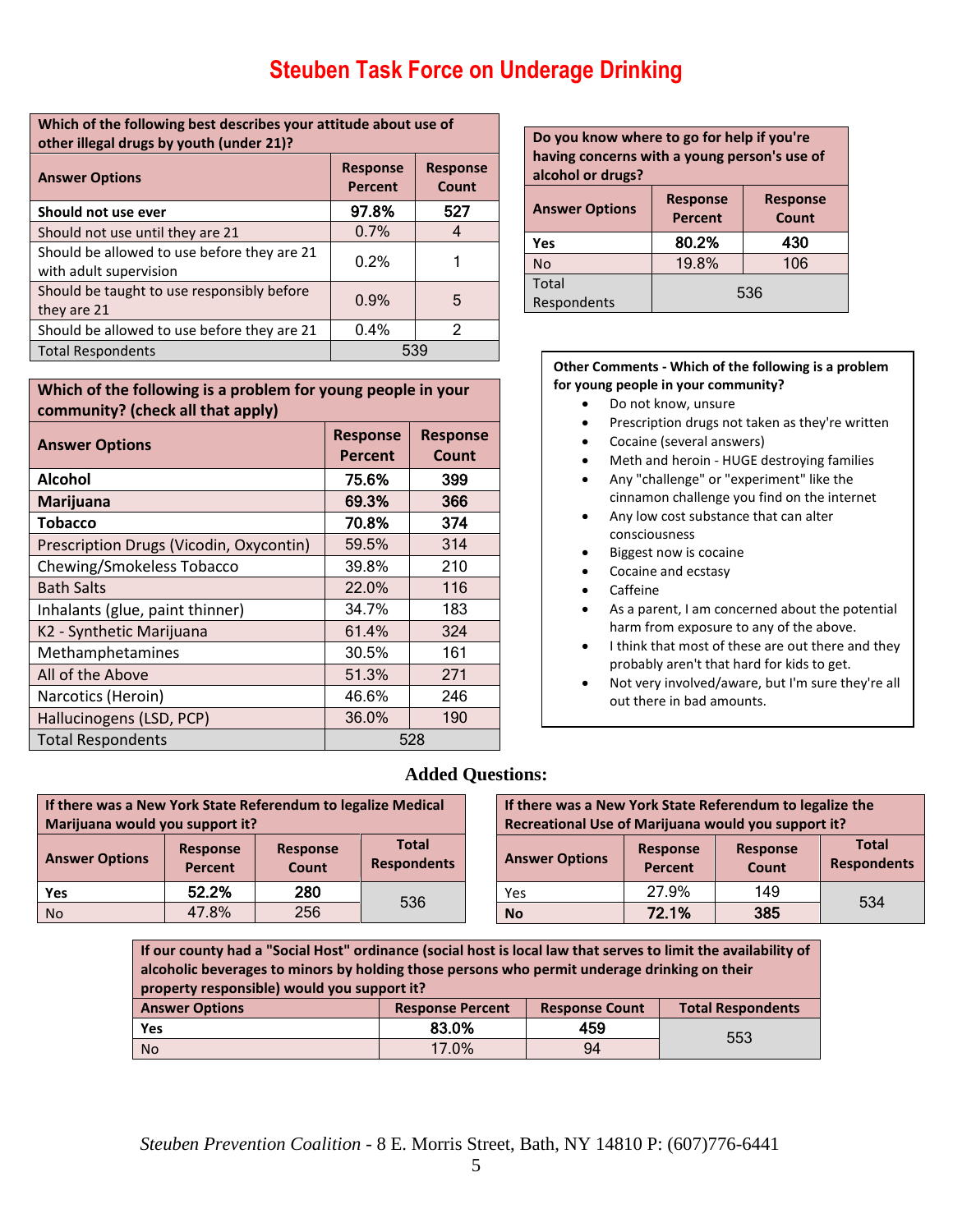# Steuben Task Force on Underage Drinking

| Which of the following best describes your attitude about use of other illegal drugs by youth (under 21)? | | |
|---|---|---|
| **Answer Options** | **Response Percent** | **Response Count** |
| **Should not use ever** | **97.8%** | **527** |
| Should not use until they are 21 | 0.7% | 4 |
| Should be allowed to use before they are 21 with adult supervision | 0.2% | 1 |
| Should be taught to use responsibly before they are 21 | 0.9% | 5 |
| Should be allowed to use before they are 21 | 0.4% | 2 |
| Total Respondents | 539 | |

| Do you know where to go for help if you're having concerns with a young person's use of alcohol or drugs? | | |
|---|---|---|
| **Answer Options** | **Response Percent** | **Response Count** |
| **Yes** | **80.2%** | **430** |
| No | 19.8% | 106 |
| Total Respondents | 536 | |

| Which of the following is a problem for young people in your community? (check all that apply) | | |
|---|---|---|
| **Answer Options** | **Response Percent** | **Response Count** |
| **Alcohol** | **75.6%** | **399** |
| **Marijuana** | **69.3%** | **366** |
| **Tobacco** | **70.8%** | **374** |
| Prescription Drugs (Vicodin, Oxycontin) | 59.5% | 314 |
| Chewing/Smokeless Tobacco | 39.8% | 210 |
| Bath Salts | 22.0% | 116 |
| Inhalants (glue, paint thinner) | 34.7% | 183 |
| K2 - Synthetic Marijuana | 61.4% | 324 |
| Methamphetamines | 30.5% | 161 |
| All of the Above | 51.3% | 271 |
| Narcotics (Heroin) | 46.6% | 246 |
| Hallucinogens (LSD, PCP) | 36.0% | 190 |
| Total Respondents | 528 | |

**Other Comments - Which of the following is a problem for young people in your community?**

- Do not know, unsure
- Prescription drugs not taken as they're written
- Cocaine (several answers)
- Meth and heroin - HUGE destroying families
- Any "challenge" or "experiment" like the cinnamon challenge you find on the internet
- Any low cost substance that can alter consciousness
- Biggest now is cocaine
- Cocaine and ecstasy
- Caffeine
- As a parent, I am concerned about the potential harm from exposure to any of the above.
- I think that most of these are out there and they probably aren't that hard for kids to get.
- Not very involved/aware, but I'm sure they're all out there in bad amounts.

## Added Questions:

| If there was a New York State Referendum to legalize Medical Marijuana would you support it? | | | |
|---|---|---|---|
| **Answer Options** | **Response Percent** | **Response Count** | **Total Respondents** |
| **Yes** | **52.2%** | **280** | 536 |
| No | 47.8% | 256 | |

| If there was a New York State Referendum to legalize the Recreational Use of Marijuana would you support it? | | | |
|---|---|---|---|
| **Answer Options** | **Response Percent** | **Response Count** | **Total Respondents** |
| Yes | 27.9% | 149 | 534 |
| **No** | **72.1%** | **385** | |

| If our county had a "Social Host" ordinance (social host is local law that serves to limit the availability of alcoholic beverages to minors by holding those persons who permit underage drinking on their property responsible) would you support it? | | | |
|---|---|---|---|
| **Answer Options** | **Response Percent** | **Response Count** | **Total Respondents** |
| **Yes** | **83.0%** | **459** | 553 |
| No | 17.0% | 94 | |

*Steuben Prevention Coalition* - 8 E. Morris Street, Bath, NY 14810 P: (607)776-6441